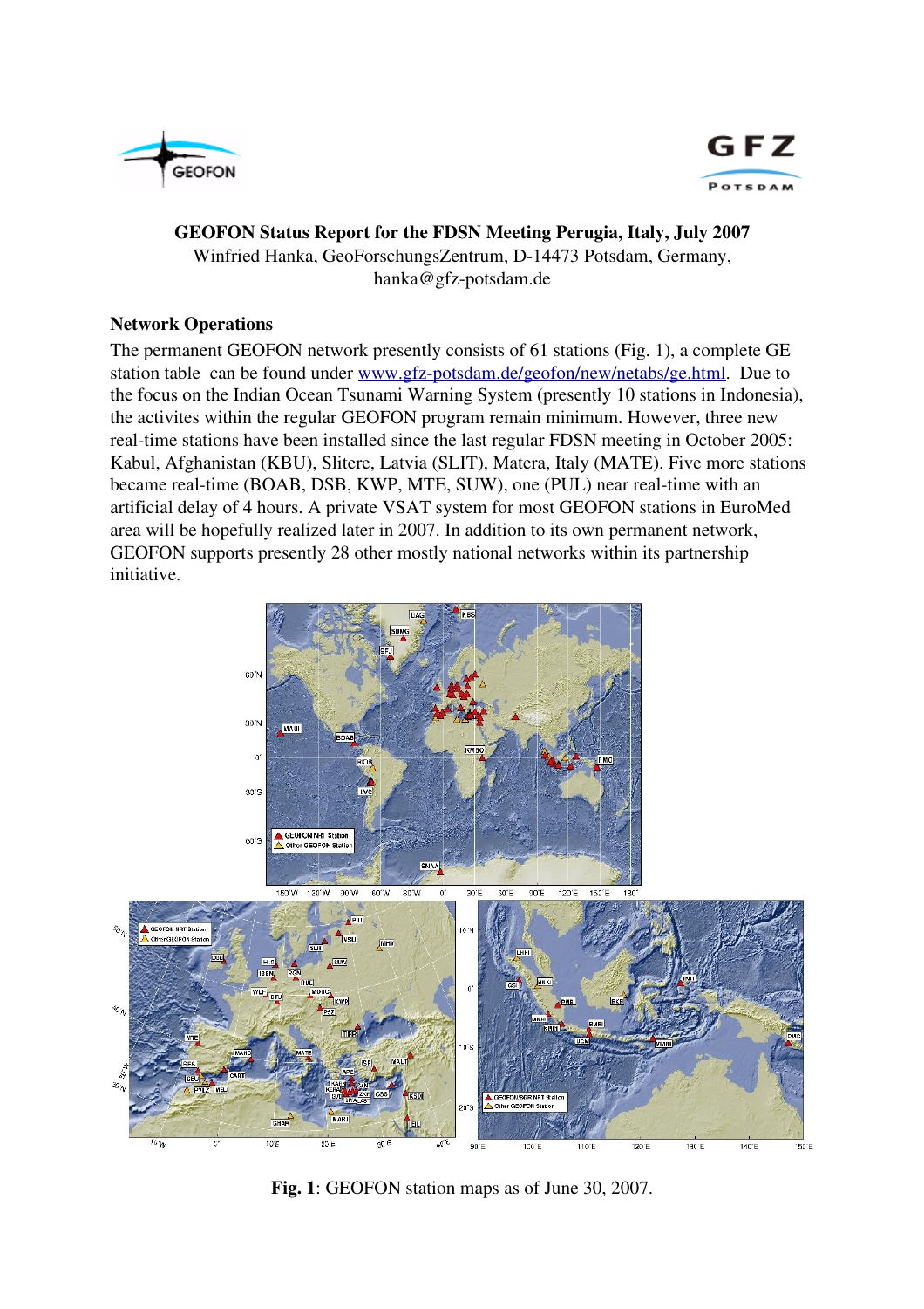**GEOFON Status Report for the FDSN Meeting Perugia, Italy, July 2007**

Winfried Hanka, GeoForschungsZentrum, D-14473 Potsdam, Germany, hanka@gfz-potsdam.de

## Network Operations

The permanent GEOFON network presently consists of 61 stations (Fig. 1), a complete GE station table can be found under www.gfz-potsdam.de/geofon/new/netabs/ge.html. Due to the focus on the Indian Ocean Tsunami Warning System (presently 10 stations in Indonesia), the activites within the regular GEOFON program remain minimum. However, three new real-time stations have been installed since the last regular FDSN meeting in October 2005: Kabul, Afghanistan (KBU), Slitere, Latvia (SLIT), Matera, Italy (MATE). Five more stations became real-time (BOAB, DSB, KWP, MTE, SUW), one (PUL) near real-time with an artificial delay of 4 hours. A private VSAT system for most GEOFON stations in EuroMed area will be hopefully realized later in 2007. In addition to its own permanent network, GEOFON supports presently 28 other mostly national networks within its partnership initiative.

**Fig. 1**: GEOFON station maps as of June 30, 2007.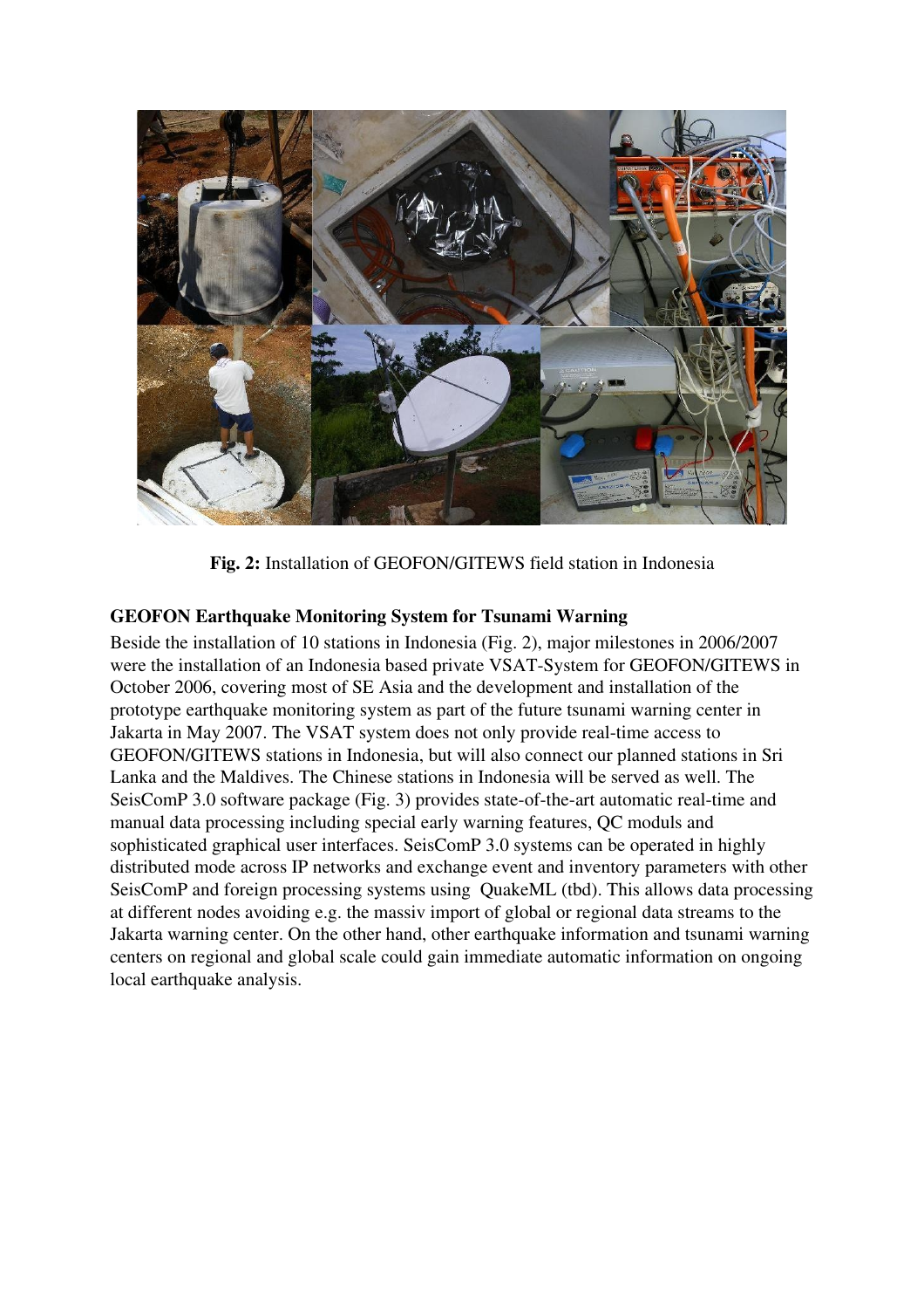**Fig. 2:** Installation of GEOFON/GITEWS field station in Indonesia

**GEOFON Earthquake Monitoring System for Tsunami Warning**

Beside the installation of 10 stations in Indonesia (Fig. 2), major milestones in 2006/2007 were the installation of an Indonesia based private VSAT-System for GEOFON/GITEWS in October 2006, covering most of SE Asia and the development and installation of the prototype earthquake monitoring system as part of the future tsunami warning center in Jakarta in May 2007. The VSAT system does not only provide real-time access to GEOFON/GITEWS stations in Indonesia, but will also connect our planned stations in Sri Lanka and the Maldives. The Chinese stations in Indonesia will be served as well. The SeisComP 3.0 software package (Fig. 3) provides state-of-the-art automatic real-time and manual data processing including special early warning features, QC moduls and sophisticated graphical user interfaces. SeisComP 3.0 systems can be operated in highly distributed mode across IP networks and exchange event and inventory parameters with other SeisComP and foreign processing systems using QuakeML (tbd). This allows data processing at different nodes avoiding e.g. the massiv import of global or regional data streams to the Jakarta warning center. On the other hand, other earthquake information and tsunami warning centers on regional and global scale could gain immediate automatic information on ongoing local earthquake analysis.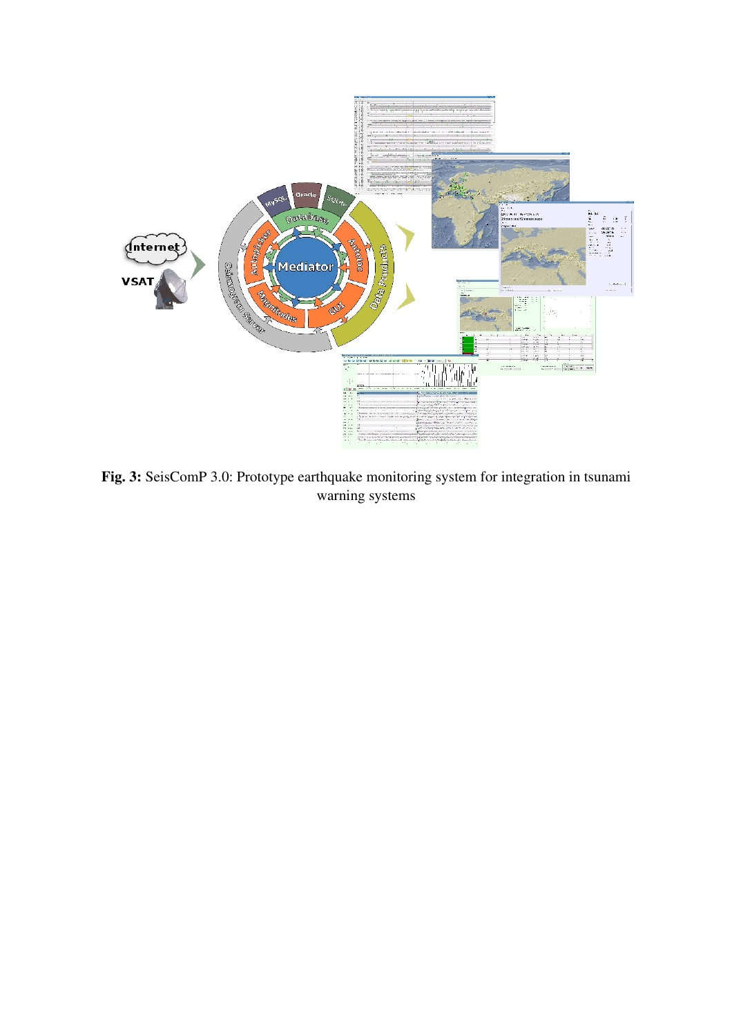**Fig. 3:** SeisComP 3.0: Prototype earthquake monitoring system for integration in tsunami warning systems